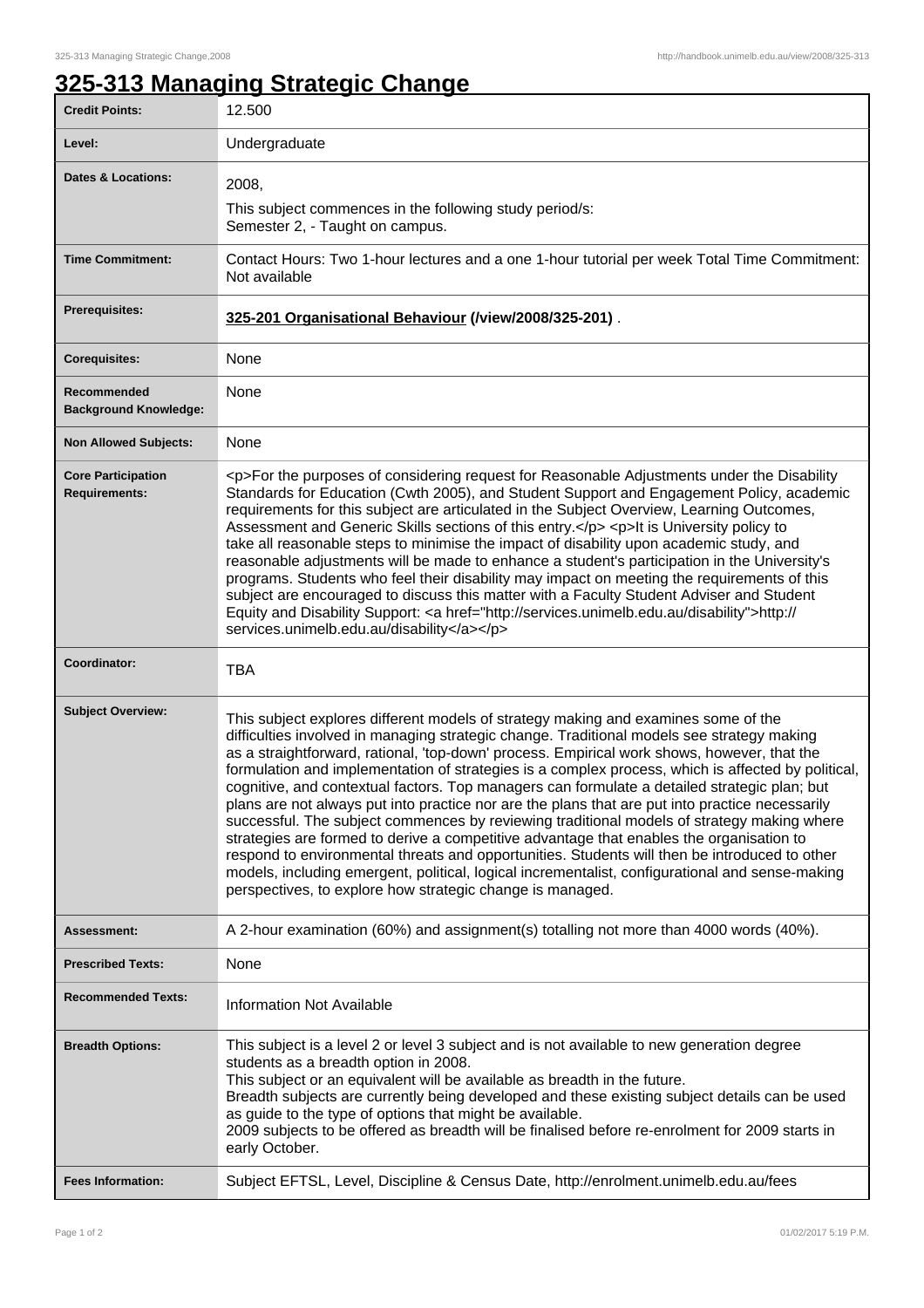# 325-313 Managing Strategic Change

| | |
|---|---|
| **Credit Points:** | 12.500 |
| **Level:** | Undergraduate |
| **Dates & Locations:** | 2008,<br>This subject commences in the following study period/s:<br>Semester 2, - Taught on campus. |
| **Time Commitment:** | Contact Hours: Two 1-hour lectures and a one 1-hour tutorial per week Total Time Commitment: Not available |
| **Prerequisites:** | **325-201 Organisational Behaviour (/view/2008/325-201)** . |
| **Corequisites:** | None |
| **Recommended Background Knowledge:** | None |
| **Non Allowed Subjects:** | None |
| **Core Participation Requirements:** | <p>For the purposes of considering request for Reasonable Adjustments under the Disability Standards for Education (Cwth 2005), and Student Support and Engagement Policy, academic requirements for this subject are articulated in the Subject Overview, Learning Outcomes, Assessment and Generic Skills sections of this entry.</p> <p>It is University policy to take all reasonable steps to minimise the impact of disability upon academic study, and reasonable adjustments will be made to enhance a student's participation in the University's programs. Students who feel their disability may impact on meeting the requirements of this subject are encouraged to discuss this matter with a Faculty Student Adviser and Student Equity and Disability Support: <a href="http://services.unimelb.edu.au/disability">http://services.unimelb.edu.au/disability</a></p> |
| **Coordinator:** | TBA |
| **Subject Overview:** | This subject explores different models of strategy making and examines some of the difficulties involved in managing strategic change. Traditional models see strategy making as a straightforward, rational, 'top-down' process. Empirical work shows, however, that the formulation and implementation of strategies is a complex process, which is affected by political, cognitive, and contextual factors. Top managers can formulate a detailed strategic plan; but plans are not always put into practice nor are the plans that are put into practice necessarily successful. The subject commences by reviewing traditional models of strategy making where strategies are formed to derive a competitive advantage that enables the organisation to respond to environmental threats and opportunities. Students will then be introduced to other models, including emergent, political, logical incrementalist, configurational and sense-making perspectives, to explore how strategic change is managed. |
| **Assessment:** | A 2-hour examination (60%) and assignment(s) totalling not more than 4000 words (40%). |
| **Prescribed Texts:** | None |
| **Recommended Texts:** | Information Not Available |
| **Breadth Options:** | This subject is a level 2 or level 3 subject and is not available to new generation degree students as a breadth option in 2008.<br>This subject or an equivalent will be available as breadth in the future.<br>Breadth subjects are currently being developed and these existing subject details can be used as guide to the type of options that might be available.<br>2009 subjects to be offered as breadth will be finalised before re-enrolment for 2009 starts in early October. |
| **Fees Information:** | Subject EFTSL, Level, Discipline & Census Date, http://enrolment.unimelb.edu.au/fees |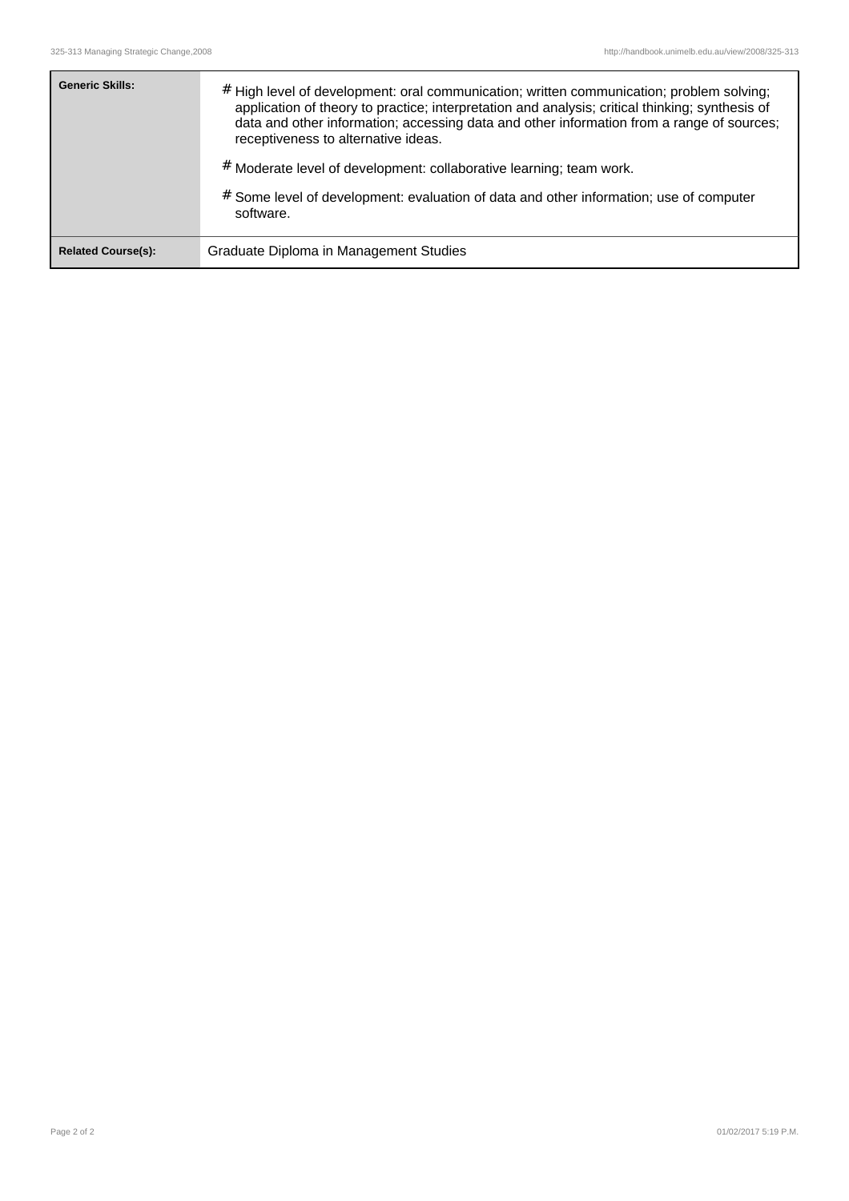| | |
|---|---|
| **Generic Skills:** | # High level of development: oral communication; written communication; problem solving; application of theory to practice; interpretation and analysis; critical thinking; synthesis of data and other information; accessing data and other information from a range of sources; receptiveness to alternative ideas.<br><br># Moderate level of development: collaborative learning; team work.<br><br># Some level of development: evaluation of data and other information; use of computer software. |
| **Related Course(s):** | Graduate Diploma in Management Studies |